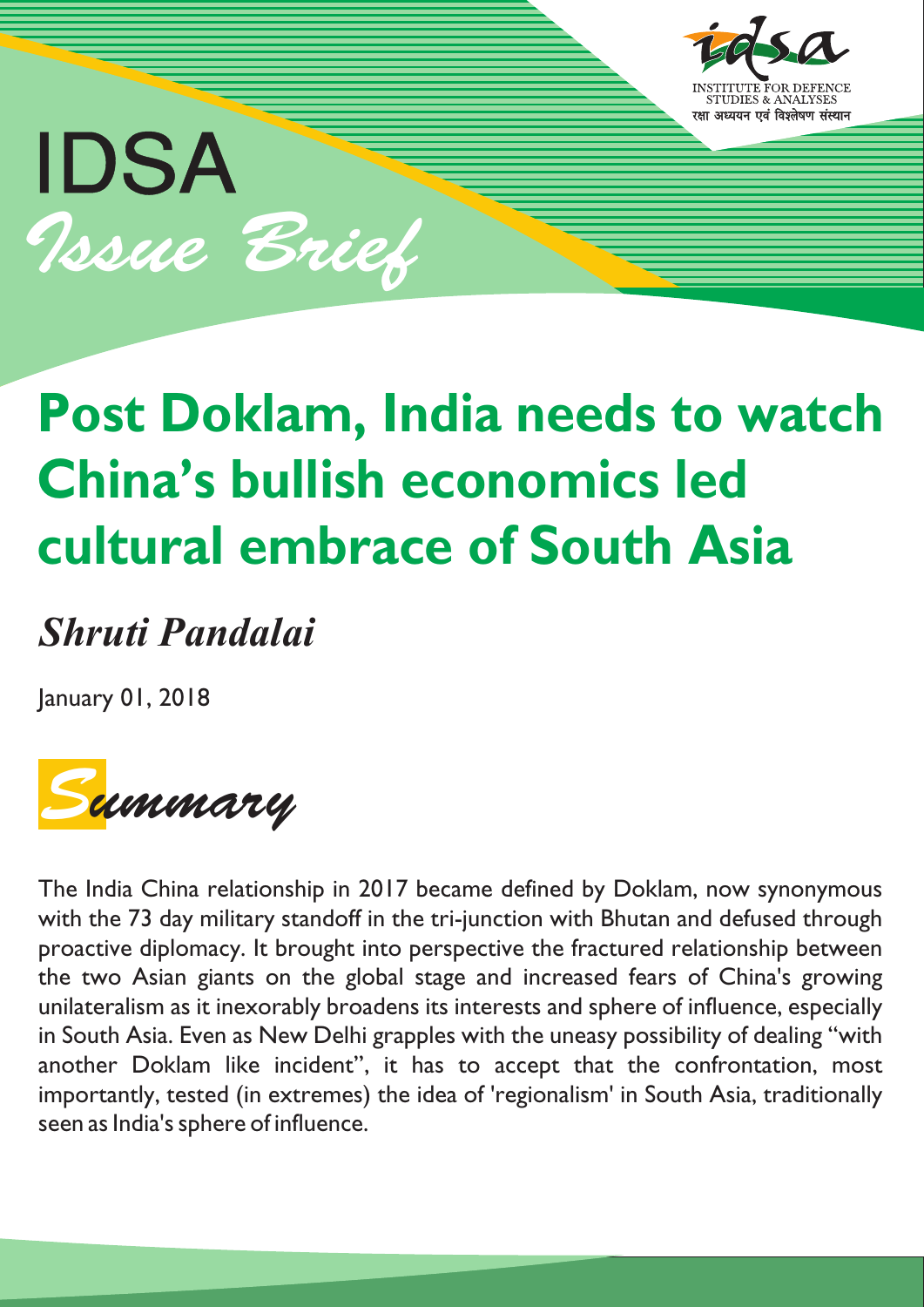IDSA

*Issue Brief*

# Post Doklam, India needs to watch China's bullish economics led cultural embrace of South Asia

***Shruti Pandalai***

January 01, 2018

## *Summary*

The India China relationship in 2017 became defined by Doklam, now synonymous with the 73 day military standoff in the tri-junction with Bhutan and defused through proactive diplomacy. It brought into perspective the fractured relationship between the two Asian giants on the global stage and increased fears of China's growing unilateralism as it inexorably broadens its interests and sphere of influence, especially in South Asia. Even as New Delhi grapples with the uneasy possibility of dealing "with another Doklam like incident", it has to accept that the confrontation, most importantly, tested (in extremes) the idea of 'regionalism' in South Asia, traditionally seen as India's sphere of influence.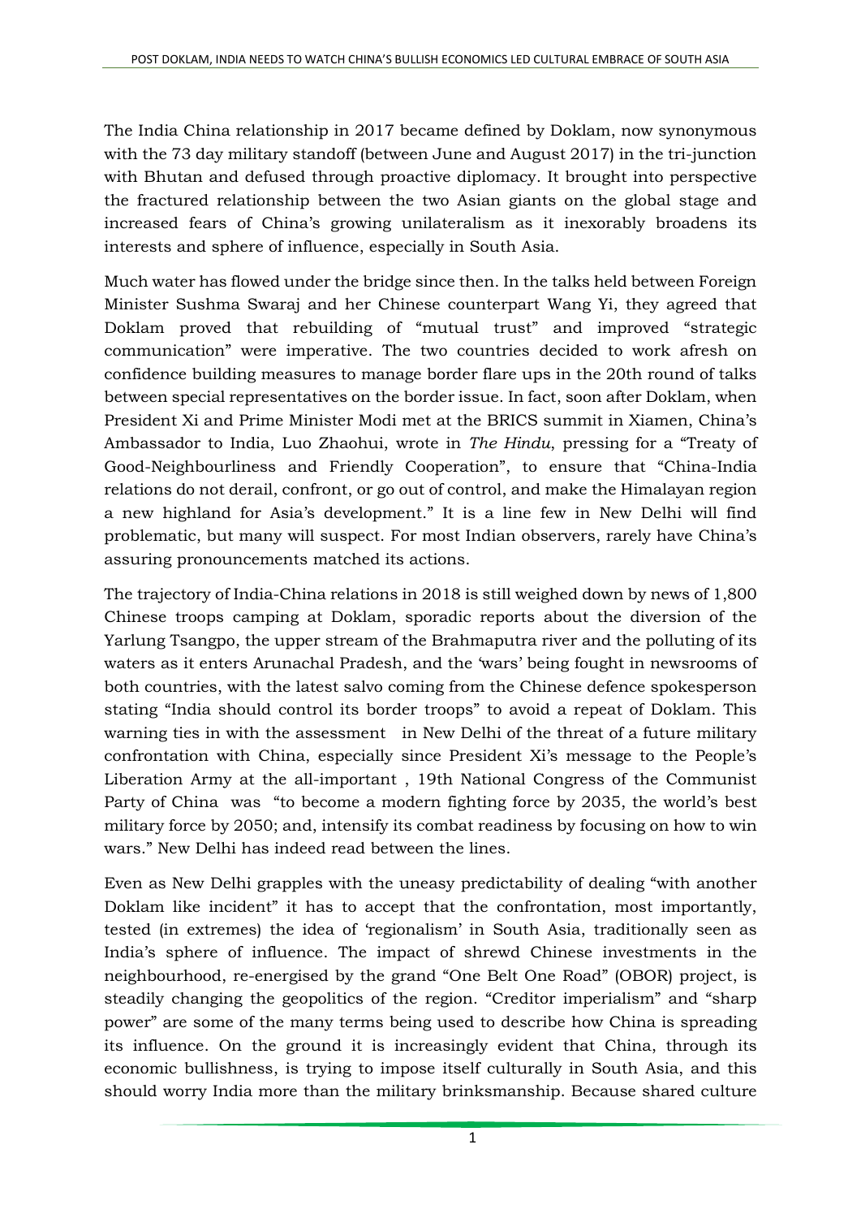The India China relationship in 2017 became defined by Doklam, now synonymous with the 73 day military standoff (between June and August 2017) in the tri-junction with Bhutan and defused through proactive diplomacy. It brought into perspective the fractured relationship between the two Asian giants on the global stage and increased fears of China's growing unilateralism as it inexorably broadens its interests and sphere of influence, especially in South Asia.

Much water has flowed under the bridge since then. In the talks held between Foreign Minister Sushma Swaraj and her Chinese counterpart Wang Yi, they agreed that Doklam proved that rebuilding of "mutual trust" and improved "strategic communication" were imperative. The two countries decided to work afresh on confidence building measures to manage border flare ups in the 20th round of talks between special representatives on the border issue. In fact, soon after Doklam, when President Xi and Prime Minister Modi met at the BRICS summit in Xiamen, China's Ambassador to India, Luo Zhaohui, wrote in *The Hindu*, pressing for a "Treaty of Good-Neighbourliness and Friendly Cooperation", to ensure that "China-India relations do not derail, confront, or go out of control, and make the Himalayan region a new highland for Asia's development." It is a line few in New Delhi will find problematic, but many will suspect. For most Indian observers, rarely have China's assuring pronouncements matched its actions.

The trajectory of India-China relations in 2018 is still weighed down by news of 1,800 Chinese troops camping at Doklam, sporadic reports about the diversion of the Yarlung Tsangpo, the upper stream of the Brahmaputra river and the polluting of its waters as it enters Arunachal Pradesh, and the 'wars' being fought in newsrooms of both countries, with the latest salvo coming from the Chinese defence spokesperson stating "India should control its border troops" to avoid a repeat of Doklam. This warning ties in with the assessment in New Delhi of the threat of a future military confrontation with China, especially since President Xi's message to the People's Liberation Army at the all-important , 19th National Congress of the Communist Party of China was "to become a modern fighting force by 2035, the world's best military force by 2050; and, intensify its combat readiness by focusing on how to win wars." New Delhi has indeed read between the lines.

Even as New Delhi grapples with the uneasy predictability of dealing "with another Doklam like incident" it has to accept that the confrontation, most importantly, tested (in extremes) the idea of 'regionalism' in South Asia, traditionally seen as India's sphere of influence. The impact of shrewd Chinese investments in the neighbourhood, re-energised by the grand "One Belt One Road" (OBOR) project, is steadily changing the geopolitics of the region. "Creditor imperialism" and "sharp power" are some of the many terms being used to describe how China is spreading its influence. On the ground it is increasingly evident that China, through its economic bullishness, is trying to impose itself culturally in South Asia, and this should worry India more than the military brinksmanship. Because shared culture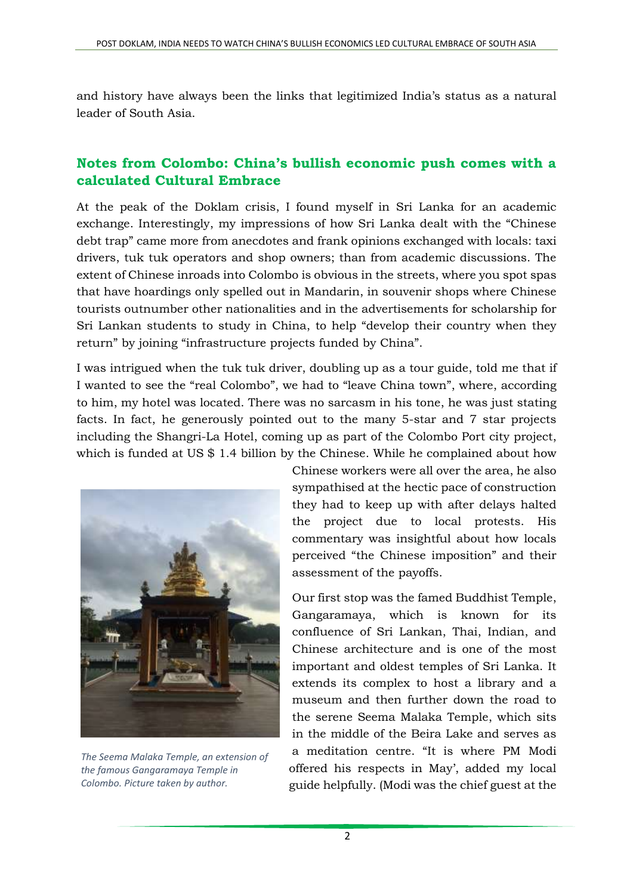and history have always been the links that legitimized India's status as a natural leader of South Asia.

## Notes from Colombo: China's bullish economic push comes with a calculated Cultural Embrace

At the peak of the Doklam crisis, I found myself in Sri Lanka for an academic exchange. Interestingly, my impressions of how Sri Lanka dealt with the "Chinese debt trap" came more from anecdotes and frank opinions exchanged with locals: taxi drivers, tuk tuk operators and shop owners; than from academic discussions. The extent of Chinese inroads into Colombo is obvious in the streets, where you spot spas that have hoardings only spelled out in Mandarin, in souvenir shops where Chinese tourists outnumber other nationalities and in the advertisements for scholarship for Sri Lankan students to study in China, to help "develop their country when they return" by joining "infrastructure projects funded by China".

I was intrigued when the tuk tuk driver, doubling up as a tour guide, told me that if I wanted to see the "real Colombo", we had to "leave China town", where, according to him, my hotel was located. There was no sarcasm in his tone, he was just stating facts. In fact, he generously pointed out to the many 5-star and 7 star projects including the Shangri-La Hotel, coming up as part of the Colombo Port city project, which is funded at US $ 1.4 billion by the Chinese. While he complained about how Chinese workers were all over the area, he also sympathised at the hectic pace of construction they had to keep up with after delays halted the project due to local protests. His commentary was insightful about how locals perceived "the Chinese imposition" and their assessment of the payoffs.

*The Seema Malaka Temple, an extension of the famous Gangaramaya Temple in Colombo. Picture taken by author.*

Our first stop was the famed Buddhist Temple, Gangaramaya, which is known for its confluence of Sri Lankan, Thai, Indian, and Chinese architecture and is one of the most important and oldest temples of Sri Lanka. It extends its complex to host a library and a museum and then further down the road to the serene Seema Malaka Temple, which sits in the middle of the Beira Lake and serves as a meditation centre. "It is where PM Modi offered his respects in May', added my local guide helpfully. (Modi was the chief guest at the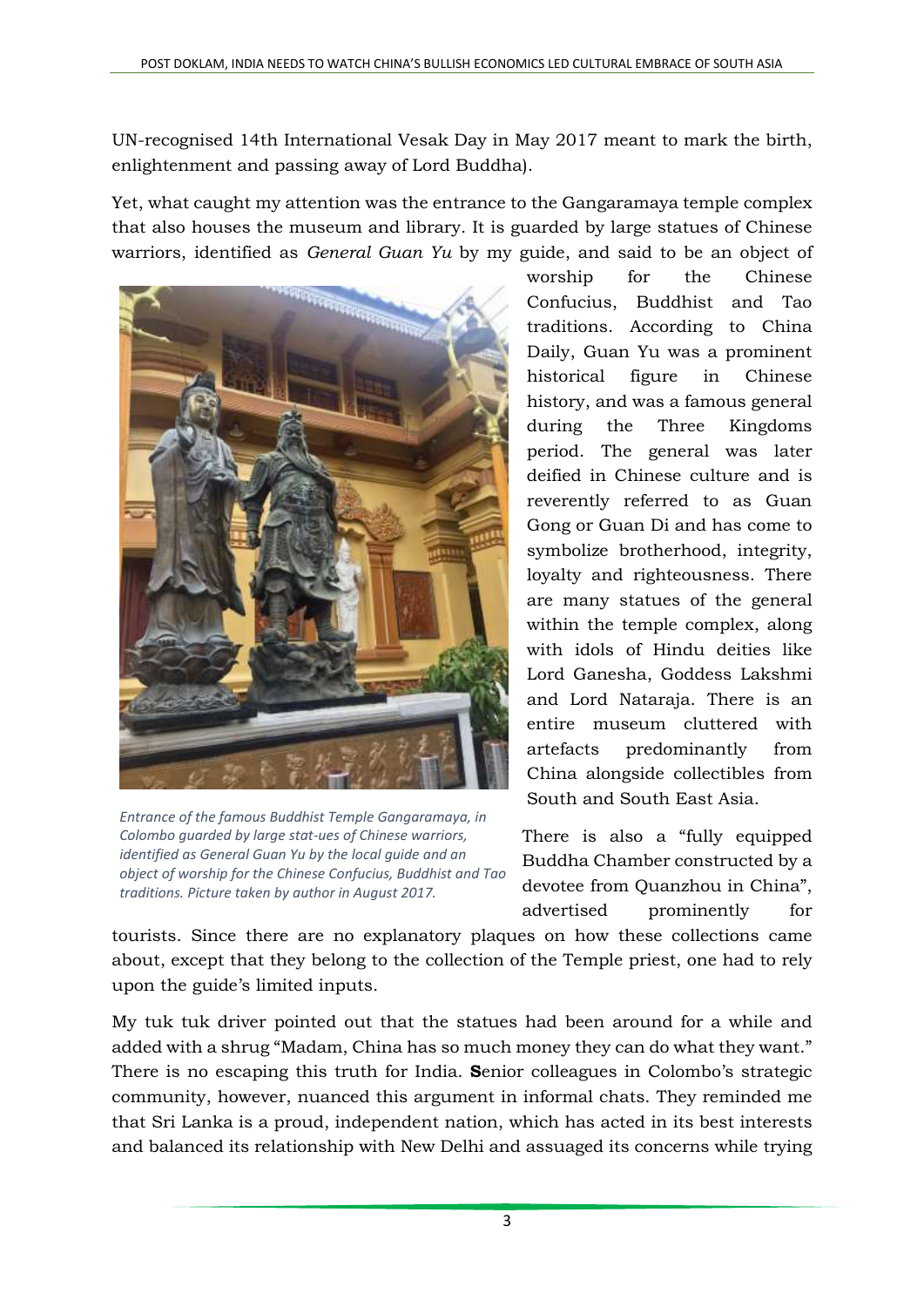UN-recognised 14th International Vesak Day in May 2017 meant to mark the birth, enlightenment and passing away of Lord Buddha).

Yet, what caught my attention was the entrance to the Gangaramaya temple complex that also houses the museum and library. It is guarded by large statues of Chinese warriors, identified as *General Guan Yu* by my guide, and said to be an object of worship for the Chinese Confucius, Buddhist and Tao traditions. According to China Daily, Guan Yu was a prominent historical figure in Chinese history, and was a famous general during the Three Kingdoms period. The general was later deified in Chinese culture and is reverently referred to as Guan Gong or Guan Di and has come to symbolize brotherhood, integrity, loyalty and righteousness. There are many statues of the general within the temple complex, along with idols of Hindu deities like Lord Ganesha, Goddess Lakshmi and Lord Nataraja. There is an entire museum cluttered with artefacts predominantly from China alongside collectibles from South and South East Asia.

*Entrance of the famous Buddhist Temple Gangaramaya, in Colombo guarded by large stat-ues of Chinese warriors, identified as General Guan Yu by the local guide and an object of worship for the Chinese Confucius, Buddhist and Tao traditions. Picture taken by author in August 2017.*

There is also a "fully equipped Buddha Chamber constructed by a devotee from Quanzhou in China", advertised prominently for tourists. Since there are no explanatory plaques on how these collections came about, except that they belong to the collection of the Temple priest, one had to rely upon the guide's limited inputs.

My tuk tuk driver pointed out that the statues had been around for a while and added with a shrug "Madam, China has so much money they can do what they want." There is no escaping this truth for India. **S**enior colleagues in Colombo's strategic community, however, nuanced this argument in informal chats. They reminded me that Sri Lanka is a proud, independent nation, which has acted in its best interests and balanced its relationship with New Delhi and assuaged its concerns while trying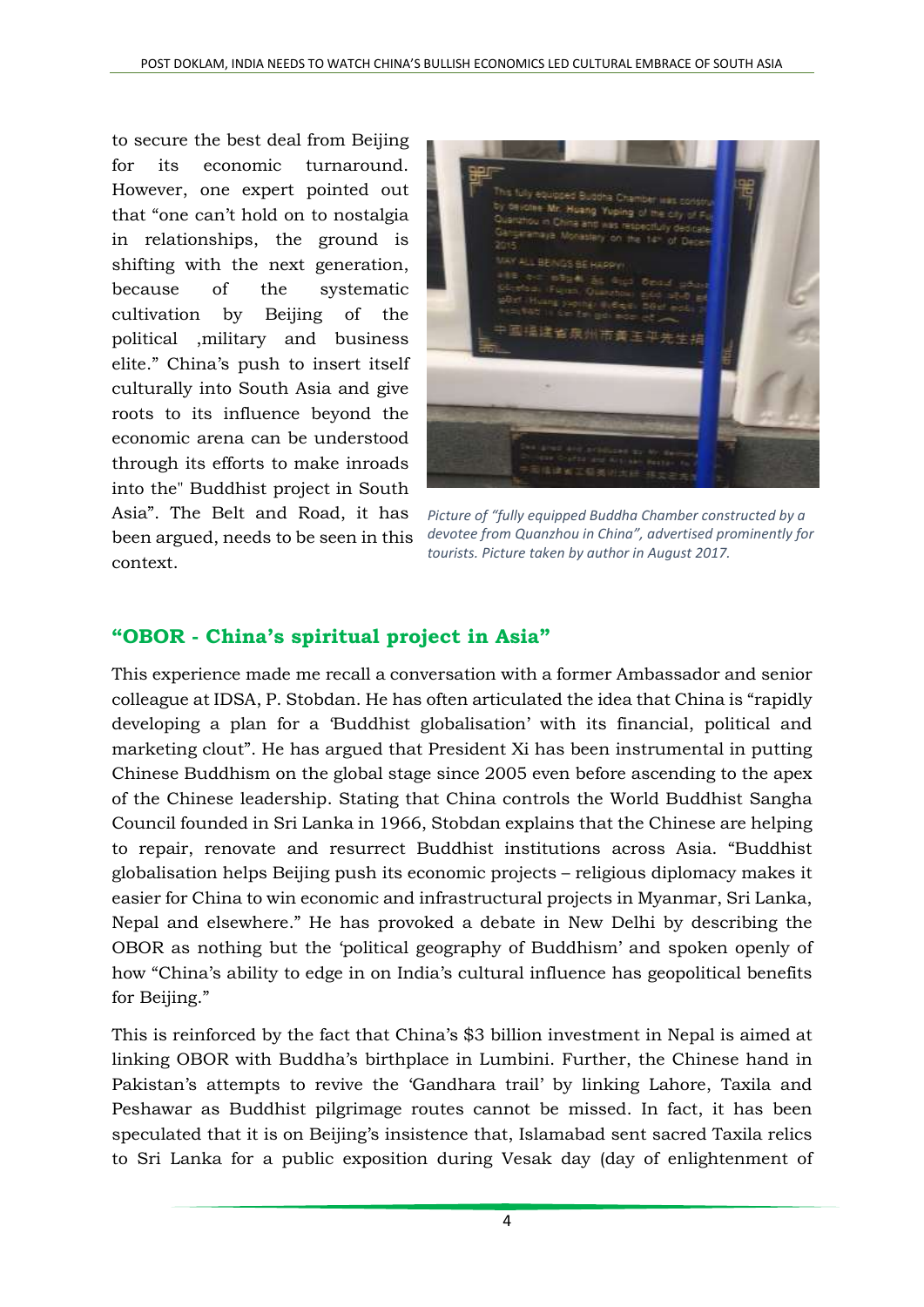to secure the best deal from Beijing for its economic turnaround. However, one expert pointed out that "one can't hold on to nostalgia in relationships, the ground is shifting with the next generation, because of the systematic cultivation by Beijing of the political ,military and business elite." China's push to insert itself culturally into South Asia and give roots to its influence beyond the economic arena can be understood through its efforts to make inroads into the" Buddhist project in South Asia". The Belt and Road, it has been argued, needs to be seen in this context.

*Picture of "fully equipped Buddha Chamber constructed by a devotee from Quanzhou in China", advertised prominently for tourists. Picture taken by author in August 2017.*

## "OBOR - China's spiritual project in Asia"

This experience made me recall a conversation with a former Ambassador and senior colleague at IDSA, P. Stobdan. He has often articulated the idea that China is "rapidly developing a plan for a 'Buddhist globalisation' with its financial, political and marketing clout". He has argued that President Xi has been instrumental in putting Chinese Buddhism on the global stage since 2005 even before ascending to the apex of the Chinese leadership. Stating that China controls the World Buddhist Sangha Council founded in Sri Lanka in 1966, Stobdan explains that the Chinese are helping to repair, renovate and resurrect Buddhist institutions across Asia. "Buddhist globalisation helps Beijing push its economic projects – religious diplomacy makes it easier for China to win economic and infrastructural projects in Myanmar, Sri Lanka, Nepal and elsewhere." He has provoked a debate in New Delhi by describing the OBOR as nothing but the 'political geography of Buddhism' and spoken openly of how "China's ability to edge in on India's cultural influence has geopolitical benefits for Beijing."

This is reinforced by the fact that China's $3 billion investment in Nepal is aimed at linking OBOR with Buddha's birthplace in Lumbini. Further, the Chinese hand in Pakistan's attempts to revive the 'Gandhara trail' by linking Lahore, Taxila and Peshawar as Buddhist pilgrimage routes cannot be missed. In fact, it has been speculated that it is on Beijing's insistence that, Islamabad sent sacred Taxila relics to Sri Lanka for a public exposition during Vesak day (day of enlightenment of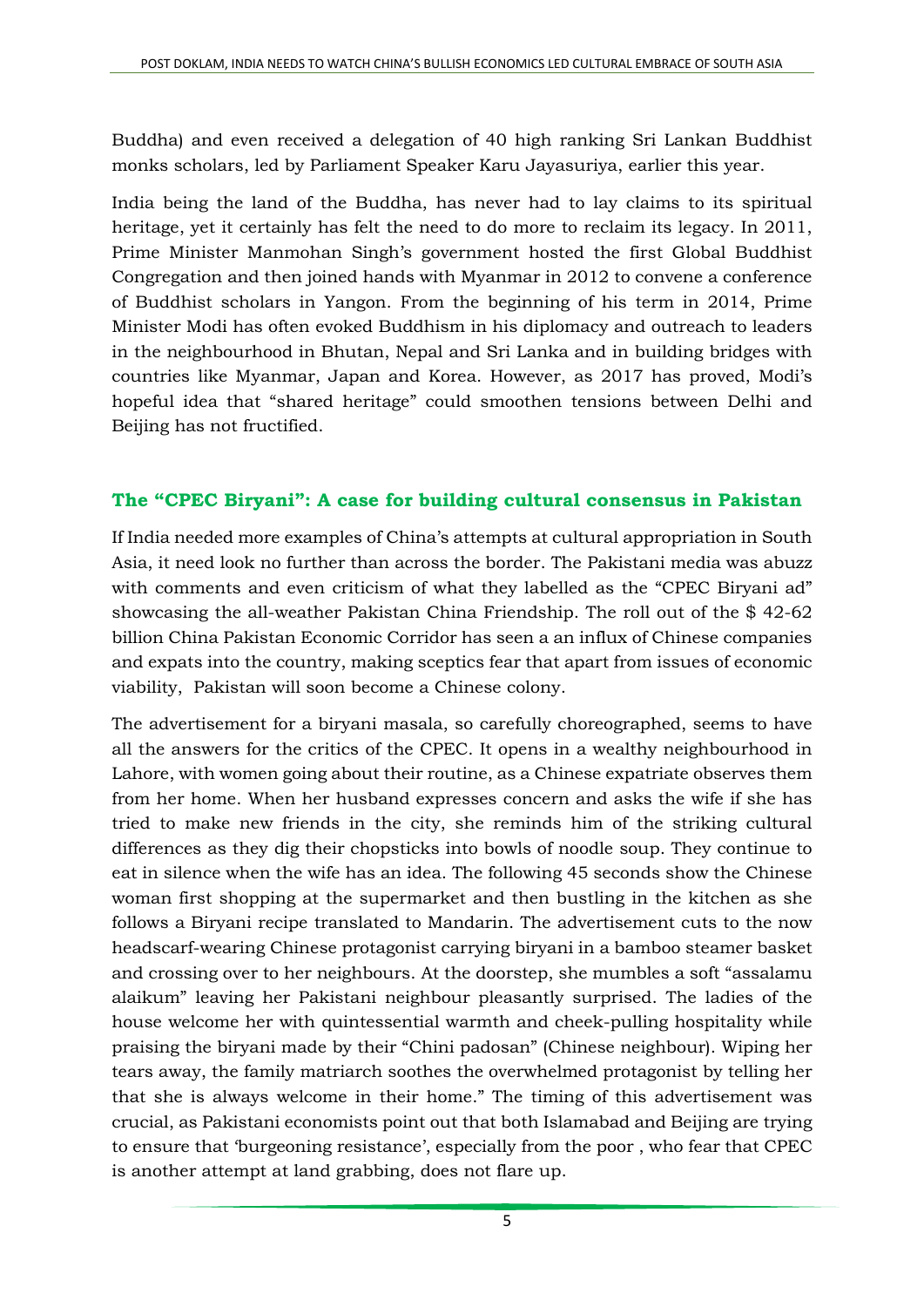Buddha) and even received a delegation of 40 high ranking Sri Lankan Buddhist monks scholars, led by Parliament Speaker Karu Jayasuriya, earlier this year.

India being the land of the Buddha, has never had to lay claims to its spiritual heritage, yet it certainly has felt the need to do more to reclaim its legacy. In 2011, Prime Minister Manmohan Singh's government hosted the first Global Buddhist Congregation and then joined hands with Myanmar in 2012 to convene a conference of Buddhist scholars in Yangon. From the beginning of his term in 2014, Prime Minister Modi has often evoked Buddhism in his diplomacy and outreach to leaders in the neighbourhood in Bhutan, Nepal and Sri Lanka and in building bridges with countries like Myanmar, Japan and Korea. However, as 2017 has proved, Modi's hopeful idea that "shared heritage" could smoothen tensions between Delhi and Beijing has not fructified.

## The "CPEC Biryani": A case for building cultural consensus in Pakistan

If India needed more examples of China's attempts at cultural appropriation in South Asia, it need look no further than across the border. The Pakistani media was abuzz with comments and even criticism of what they labelled as the "CPEC Biryani ad" showcasing the all-weather Pakistan China Friendship. The roll out of the $ 42-62 billion China Pakistan Economic Corridor has seen a an influx of Chinese companies and expats into the country, making sceptics fear that apart from issues of economic viability, Pakistan will soon become a Chinese colony.

The advertisement for a biryani masala, so carefully choreographed, seems to have all the answers for the critics of the CPEC. It opens in a wealthy neighbourhood in Lahore, with women going about their routine, as a Chinese expatriate observes them from her home. When her husband expresses concern and asks the wife if she has tried to make new friends in the city, she reminds him of the striking cultural differences as they dig their chopsticks into bowls of noodle soup. They continue to eat in silence when the wife has an idea. The following 45 seconds show the Chinese woman first shopping at the supermarket and then bustling in the kitchen as she follows a Biryani recipe translated to Mandarin. The advertisement cuts to the now headscarf-wearing Chinese protagonist carrying biryani in a bamboo steamer basket and crossing over to her neighbours. At the doorstep, she mumbles a soft "assalamu alaikum" leaving her Pakistani neighbour pleasantly surprised. The ladies of the house welcome her with quintessential warmth and cheek-pulling hospitality while praising the biryani made by their "Chini padosan" (Chinese neighbour). Wiping her tears away, the family matriarch soothes the overwhelmed protagonist by telling her that she is always welcome in their home." The timing of this advertisement was crucial, as Pakistani economists point out that both Islamabad and Beijing are trying to ensure that 'burgeoning resistance', especially from the poor , who fear that CPEC is another attempt at land grabbing, does not flare up.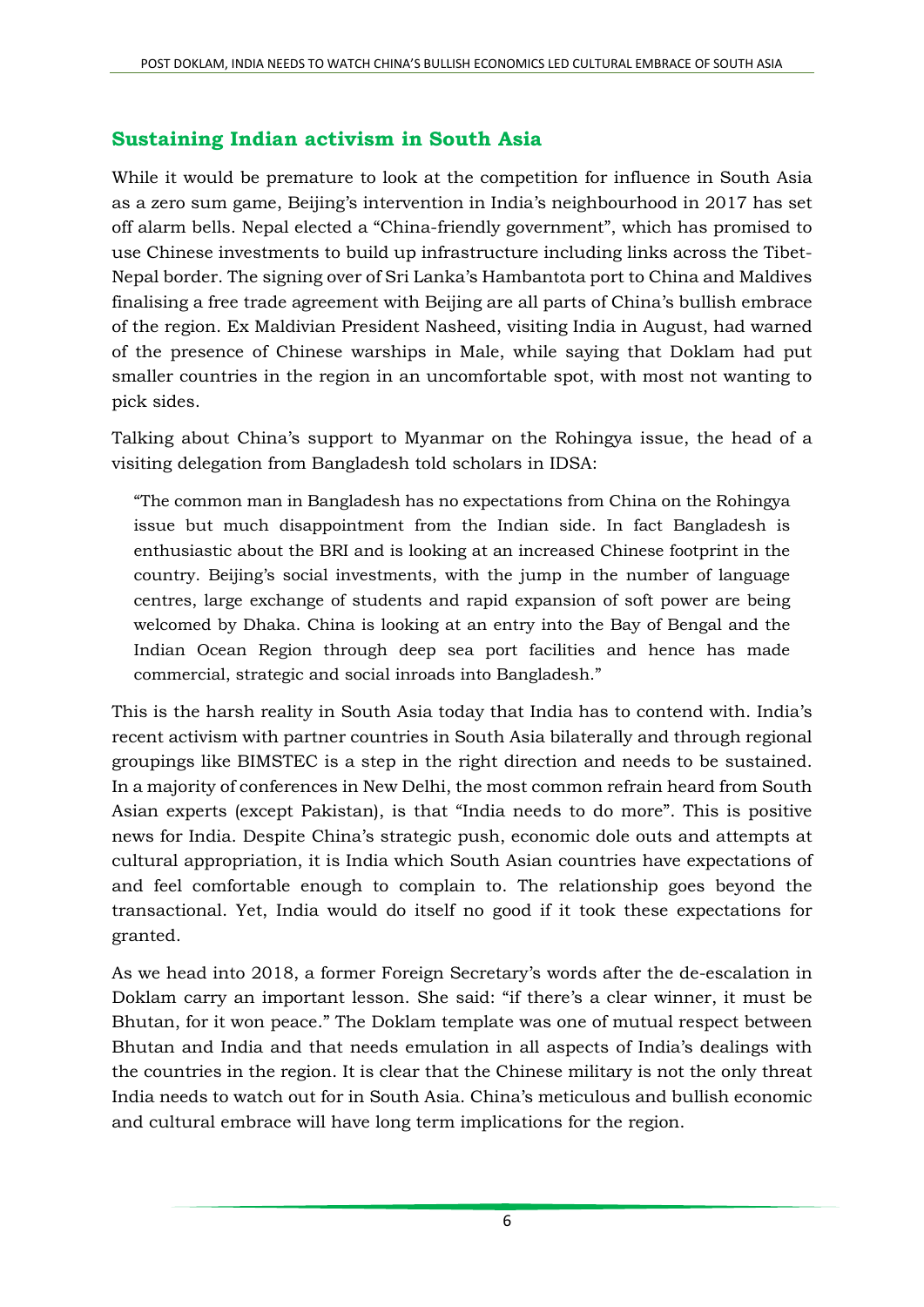## Sustaining Indian activism in South Asia

While it would be premature to look at the competition for influence in South Asia as a zero sum game, Beijing's intervention in India's neighbourhood in 2017 has set off alarm bells. Nepal elected a "China-friendly government", which has promised to use Chinese investments to build up infrastructure including links across the Tibet-Nepal border. The signing over of Sri Lanka's Hambantota port to China and Maldives finalising a free trade agreement with Beijing are all parts of China's bullish embrace of the region. Ex Maldivian President Nasheed, visiting India in August, had warned of the presence of Chinese warships in Male, while saying that Doklam had put smaller countries in the region in an uncomfortable spot, with most not wanting to pick sides.

Talking about China's support to Myanmar on the Rohingya issue, the head of a visiting delegation from Bangladesh told scholars in IDSA:

> "The common man in Bangladesh has no expectations from China on the Rohingya issue but much disappointment from the Indian side. In fact Bangladesh is enthusiastic about the BRI and is looking at an increased Chinese footprint in the country. Beijing's social investments, with the jump in the number of language centres, large exchange of students and rapid expansion of soft power are being welcomed by Dhaka. China is looking at an entry into the Bay of Bengal and the Indian Ocean Region through deep sea port facilities and hence has made commercial, strategic and social inroads into Bangladesh."

This is the harsh reality in South Asia today that India has to contend with. India's recent activism with partner countries in South Asia bilaterally and through regional groupings like BIMSTEC is a step in the right direction and needs to be sustained. In a majority of conferences in New Delhi, the most common refrain heard from South Asian experts (except Pakistan), is that "India needs to do more". This is positive news for India. Despite China's strategic push, economic dole outs and attempts at cultural appropriation, it is India which South Asian countries have expectations of and feel comfortable enough to complain to. The relationship goes beyond the transactional. Yet, India would do itself no good if it took these expectations for granted.

As we head into 2018, a former Foreign Secretary's words after the de-escalation in Doklam carry an important lesson. She said: "if there's a clear winner, it must be Bhutan, for it won peace." The Doklam template was one of mutual respect between Bhutan and India and that needs emulation in all aspects of India's dealings with the countries in the region. It is clear that the Chinese military is not the only threat India needs to watch out for in South Asia. China's meticulous and bullish economic and cultural embrace will have long term implications for the region.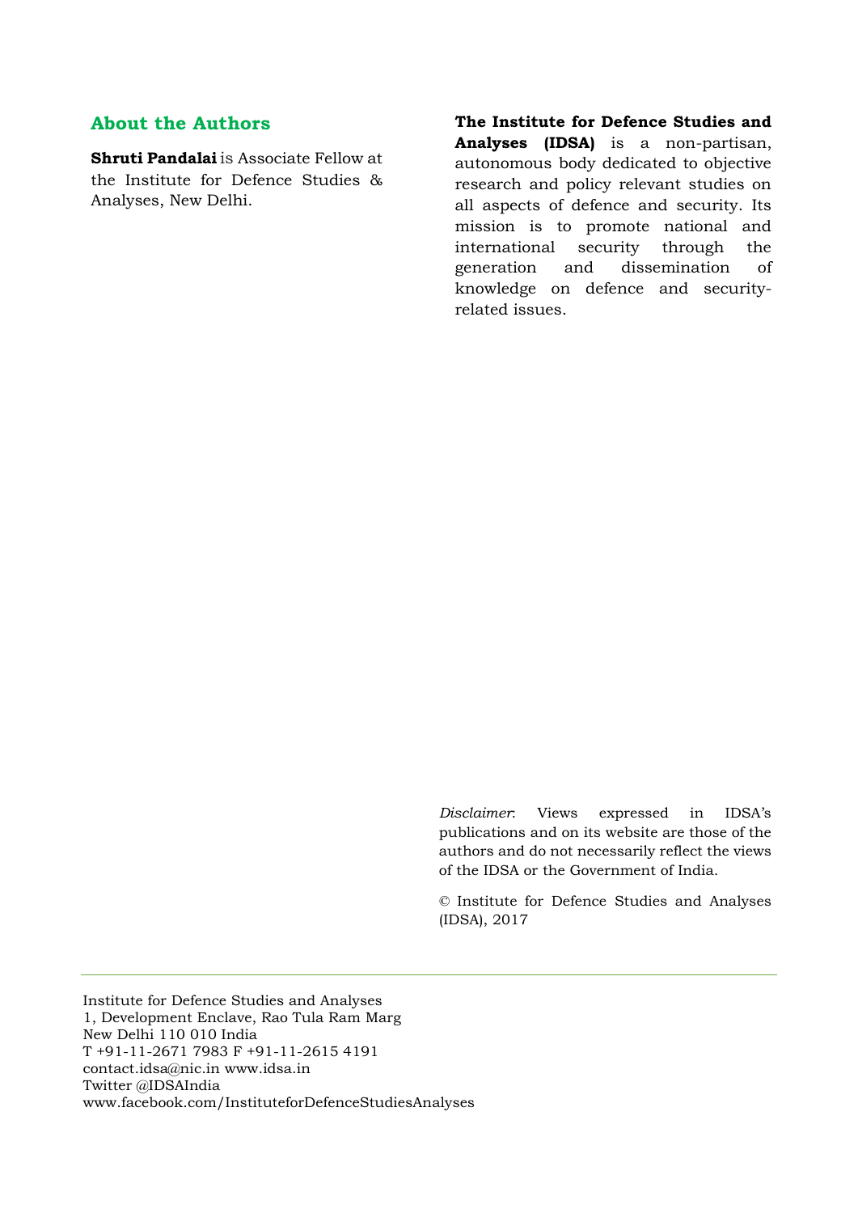## About the Authors

**Shruti Pandalai** is Associate Fellow at the Institute for Defence Studies & Analyses, New Delhi.

**The Institute for Defence Studies and Analyses (IDSA)** is a non-partisan, autonomous body dedicated to objective research and policy relevant studies on all aspects of defence and security. Its mission is to promote national and international security through the generation and dissemination of knowledge on defence and security-related issues.

*Disclaimer*: Views expressed in IDSA's publications and on its website are those of the authors and do not necessarily reflect the views of the IDSA or the Government of India.

© Institute for Defence Studies and Analyses (IDSA), 2017

Institute for Defence Studies and Analyses
1, Development Enclave, Rao Tula Ram Marg
New Delhi 110 010 India
T +91-11-2671 7983 F +91-11-2615 4191
contact.idsa@nic.in www.idsa.in
Twitter @IDSAIndia
www.facebook.com/InstituteforDefenceStudiesAnalyses